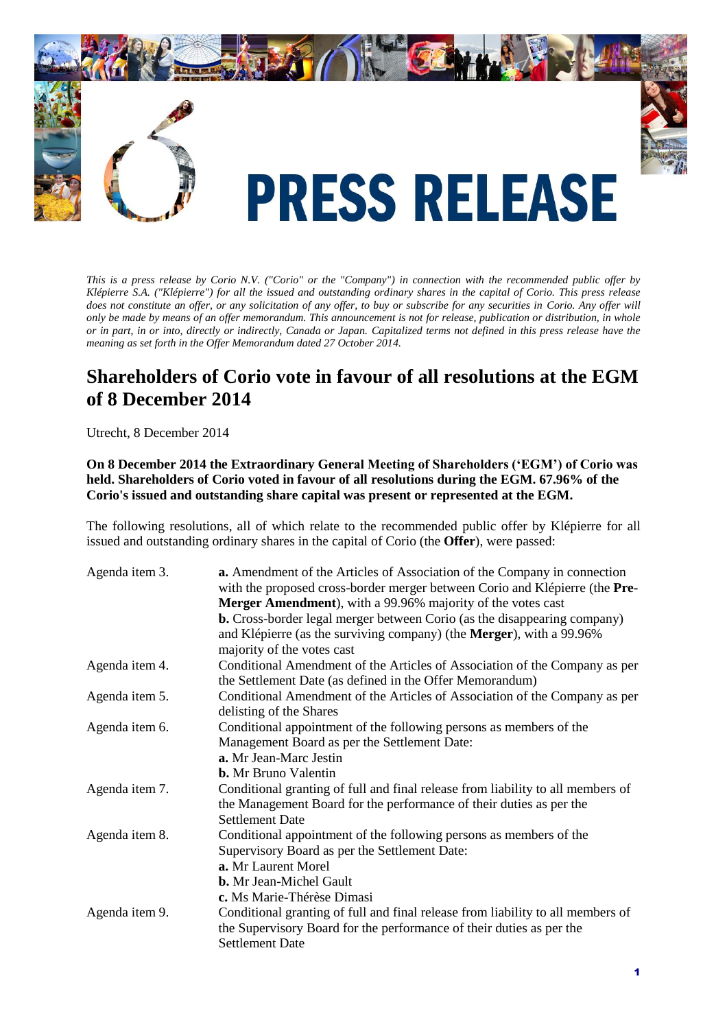# PRESS RELEASE

*This is a press release by Corio N.V. ("Corio" or the "Company") in connection with the recommended public offer by Klépierre S.A. ("Klépierre") for all the issued and outstanding ordinary shares in the capital of Corio. This press release does not constitute an offer, or any solicitation of any offer, to buy or subscribe for any securities in Corio. Any offer will only be made by means of an offer memorandum. This announcement is not for release, publication or distribution, in whole or in part, in or into, directly or indirectly, Canada or Japan. Capitalized terms not defined in this press release have the meaning as set forth in the Offer Memorandum dated 27 October 2014.*

## Shareholders of Corio vote in favour of all resolutions at the EGM of 8 December 2014

Utrecht, 8 December 2014

**On 8 December 2014 the Extraordinary General Meeting of Shareholders ('EGM') of Corio was held. Shareholders of Corio voted in favour of all resolutions during the EGM. 67.96% of the Corio's issued and outstanding share capital was present or represented at the EGM.**

The following resolutions, all of which relate to the recommended public offer by Klépierre for all issued and outstanding ordinary shares in the capital of Corio (the **Offer**), were passed:

| | |
|---|---|
| Agenda item 3. | **a.** Amendment of the Articles of Association of the Company in connection with the proposed cross-border merger between Corio and Klépierre (the **Pre-Merger Amendment**), with a 99.96% majority of the votes cast<br>**b.** Cross-border legal merger between Corio (as the disappearing company) and Klépierre (as the surviving company) (the **Merger**), with a 99.96% majority of the votes cast |
| Agenda item 4. | Conditional Amendment of the Articles of Association of the Company as per the Settlement Date (as defined in the Offer Memorandum) |
| Agenda item 5. | Conditional Amendment of the Articles of Association of the Company as per delisting of the Shares |
| Agenda item 6. | Conditional appointment of the following persons as members of the Management Board as per the Settlement Date:<br>**a.** Mr Jean-Marc Jestin<br>**b.** Mr Bruno Valentin |
| Agenda item 7. | Conditional granting of full and final release from liability to all members of the Management Board for the performance of their duties as per the Settlement Date |
| Agenda item 8. | Conditional appointment of the following persons as members of the Supervisory Board as per the Settlement Date:<br>**a.** Mr Laurent Morel<br>**b.** Mr Jean-Michel Gault<br>**c.** Ms Marie-Thérèse Dimasi |
| Agenda item 9. | Conditional granting of full and final release from liability to all members of the Supervisory Board for the performance of their duties as per the Settlement Date |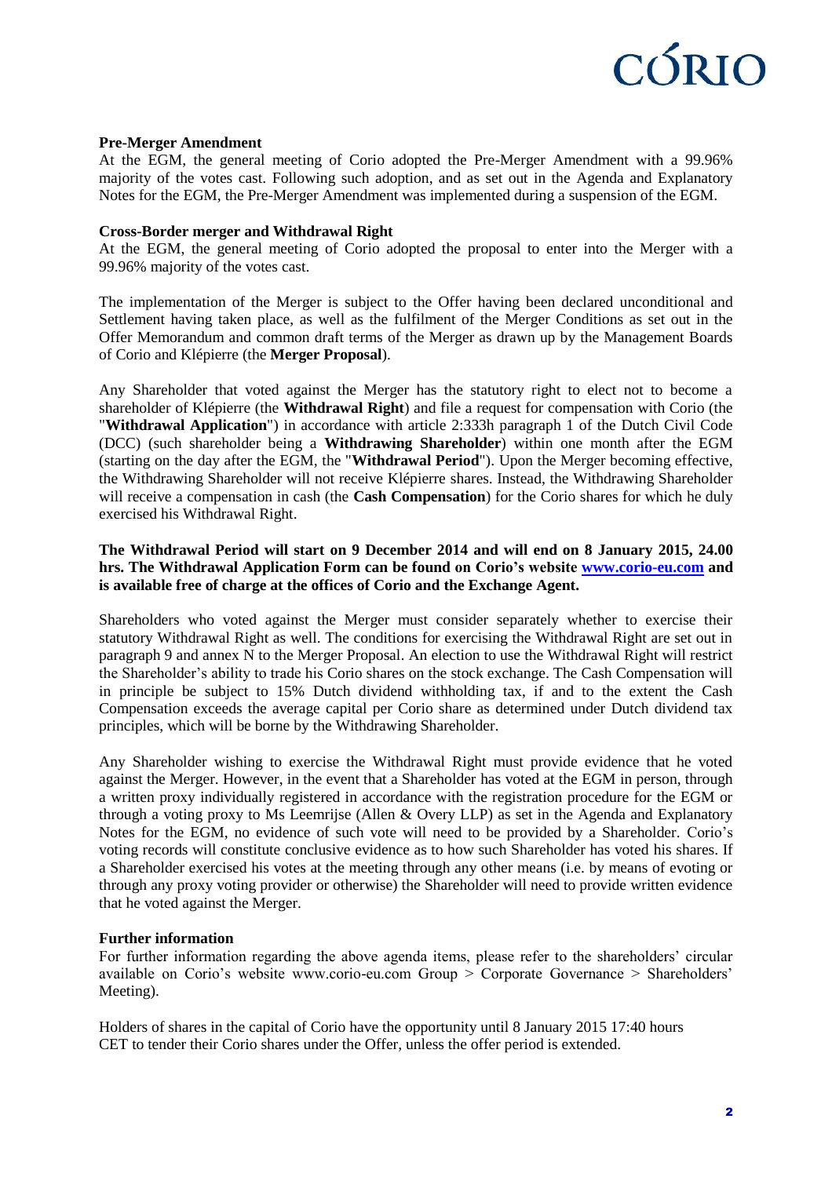**Pre-Merger Amendment**

At the EGM, the general meeting of Corio adopted the Pre-Merger Amendment with a 99.96% majority of the votes cast. Following such adoption, and as set out in the Agenda and Explanatory Notes for the EGM, the Pre-Merger Amendment was implemented during a suspension of the EGM.

**Cross-Border merger and Withdrawal Right**

At the EGM, the general meeting of Corio adopted the proposal to enter into the Merger with a 99.96% majority of the votes cast.

The implementation of the Merger is subject to the Offer having been declared unconditional and Settlement having taken place, as well as the fulfilment of the Merger Conditions as set out in the Offer Memorandum and common draft terms of the Merger as drawn up by the Management Boards of Corio and Klépierre (the **Merger Proposal**).

Any Shareholder that voted against the Merger has the statutory right to elect not to become a shareholder of Klépierre (the **Withdrawal Right**) and file a request for compensation with Corio (the "**Withdrawal Application**") in accordance with article 2:333h paragraph 1 of the Dutch Civil Code (DCC) (such shareholder being a **Withdrawing Shareholder**) within one month after the EGM (starting on the day after the EGM, the "**Withdrawal Period**"). Upon the Merger becoming effective, the Withdrawing Shareholder will not receive Klépierre shares. Instead, the Withdrawing Shareholder will receive a compensation in cash (the **Cash Compensation**) for the Corio shares for which he duly exercised his Withdrawal Right.

**The Withdrawal Period will start on 9 December 2014 and will end on 8 January 2015, 24.00 hrs. The Withdrawal Application Form can be found on Corio's website www.corio-eu.com and is available free of charge at the offices of Corio and the Exchange Agent.**

Shareholders who voted against the Merger must consider separately whether to exercise their statutory Withdrawal Right as well. The conditions for exercising the Withdrawal Right are set out in paragraph 9 and annex N to the Merger Proposal. An election to use the Withdrawal Right will restrict the Shareholder's ability to trade his Corio shares on the stock exchange. The Cash Compensation will in principle be subject to 15% Dutch dividend withholding tax, if and to the extent the Cash Compensation exceeds the average capital per Corio share as determined under Dutch dividend tax principles, which will be borne by the Withdrawing Shareholder.

Any Shareholder wishing to exercise the Withdrawal Right must provide evidence that he voted against the Merger. However, in the event that a Shareholder has voted at the EGM in person, through a written proxy individually registered in accordance with the registration procedure for the EGM or through a voting proxy to Ms Leemrijse (Allen & Overy LLP) as set in the Agenda and Explanatory Notes for the EGM, no evidence of such vote will need to be provided by a Shareholder. Corio's voting records will constitute conclusive evidence as to how such Shareholder has voted his shares. If a Shareholder exercised his votes at the meeting through any other means (i.e. by means of evoting or through any proxy voting provider or otherwise) the Shareholder will need to provide written evidence that he voted against the Merger.

**Further information**

For further information regarding the above agenda items, please refer to the shareholders' circular available on Corio's website www.corio-eu.com Group > Corporate Governance > Shareholders' Meeting).

Holders of shares in the capital of Corio have the opportunity until 8 January 2015 17:40 hours CET to tender their Corio shares under the Offer, unless the offer period is extended.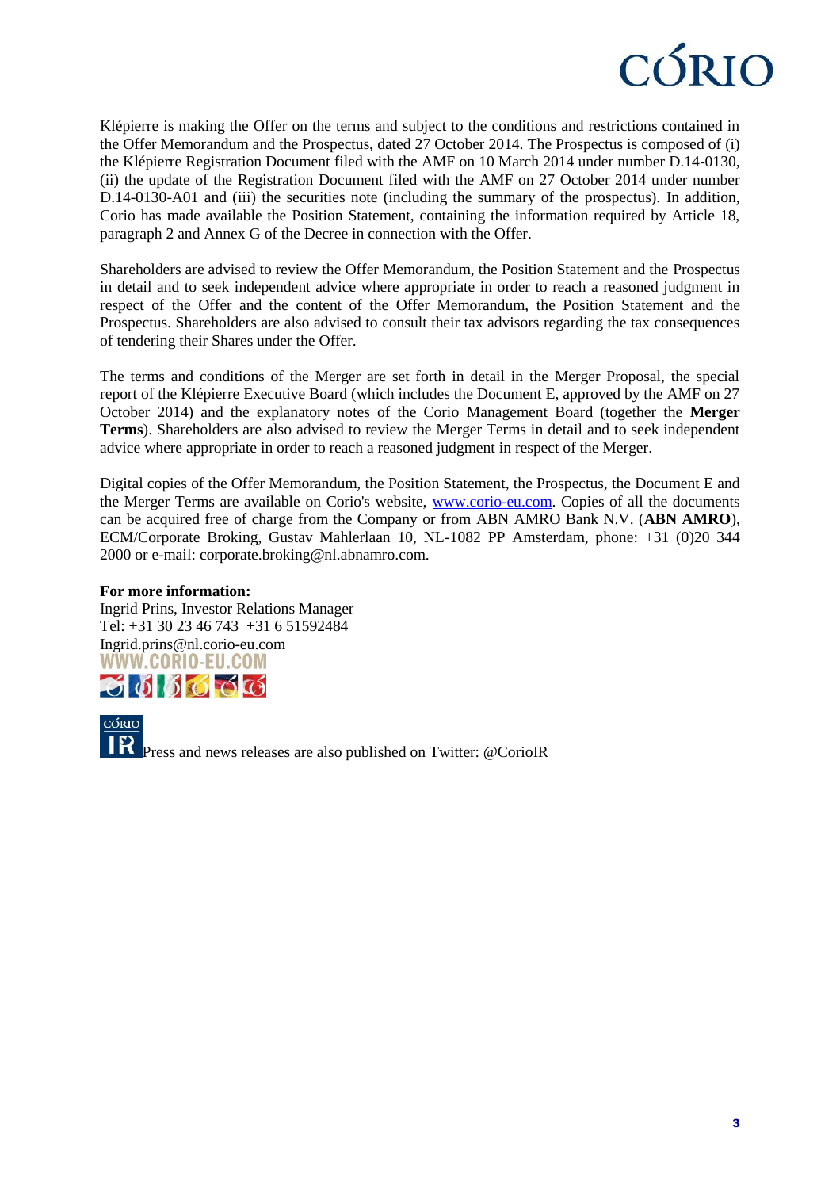Klépierre is making the Offer on the terms and subject to the conditions and restrictions contained in the Offer Memorandum and the Prospectus, dated 27 October 2014. The Prospectus is composed of (i) the Klépierre Registration Document filed with the AMF on 10 March 2014 under number D.14-0130, (ii) the update of the Registration Document filed with the AMF on 27 October 2014 under number D.14-0130-A01 and (iii) the securities note (including the summary of the prospectus). In addition, Corio has made available the Position Statement, containing the information required by Article 18, paragraph 2 and Annex G of the Decree in connection with the Offer.

Shareholders are advised to review the Offer Memorandum, the Position Statement and the Prospectus in detail and to seek independent advice where appropriate in order to reach a reasoned judgment in respect of the Offer and the content of the Offer Memorandum, the Position Statement and the Prospectus. Shareholders are also advised to consult their tax advisors regarding the tax consequences of tendering their Shares under the Offer.

The terms and conditions of the Merger are set forth in detail in the Merger Proposal, the special report of the Klépierre Executive Board (which includes the Document E, approved by the AMF on 27 October 2014) and the explanatory notes of the Corio Management Board (together the **Merger Terms**). Shareholders are also advised to review the Merger Terms in detail and to seek independent advice where appropriate in order to reach a reasoned judgment in respect of the Merger.

Digital copies of the Offer Memorandum, the Position Statement, the Prospectus, the Document E and the Merger Terms are available on Corio's website, www.corio-eu.com. Copies of all the documents can be acquired free of charge from the Company or from ABN AMRO Bank N.V. (**ABN AMRO**), ECM/Corporate Broking, Gustav Mahlerlaan 10, NL-1082 PP Amsterdam, phone: +31 (0)20 344 2000 or e-mail: corporate.broking@nl.abnamro.com.

**For more information:**
Ingrid Prins, Investor Relations Manager
Tel: +31 30 23 46 743 +31 6 51592484
Ingrid.prins@nl.corio-eu.com
WWW.CORIO-EU.COM

Press and news releases are also published on Twitter: @CorioIR